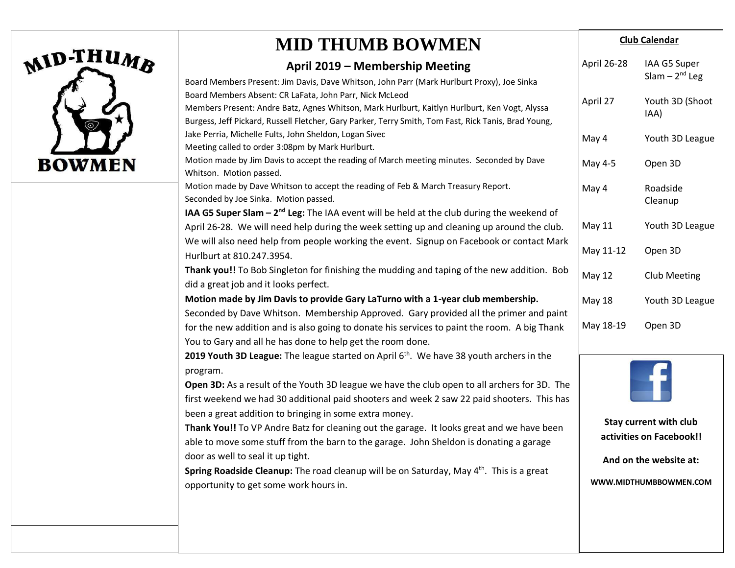# MID THUMB BOWMEN

## April 2019 – Membership Meeting

Board Members Present: Jim Davis, Dave Whitson, John Parr (Mark Hurlburt Proxy), Joe Sinka
Board Members Absent: CR LaFata, John Parr, Nick McLeod
Members Present: Andre Batz, Agnes Whitson, Mark Hurlburt, Kaitlyn Hurlburt, Ken Vogt, Alyssa Burgess, Jeff Pickard, Russell Fletcher, Gary Parker, Terry Smith, Tom Fast, Rick Tanis, Brad Young, Jake Perria, Michelle Fults, John Sheldon, Logan Sivec
Meeting called to order 3:08pm by Mark Hurlburt.
Motion made by Jim Davis to accept the reading of March meeting minutes. Seconded by Dave Whitson. Motion passed.
Motion made by Dave Whitson to accept the reading of Feb & March Treasury Report. Seconded by Joe Sinka. Motion passed.

**IAA G5 Super Slam – 2nd Leg:** The IAA event will be held at the club during the weekend of April 26-28. We will need help during the week setting up and cleaning up around the club. We will also need help from people working the event. Signup on Facebook or contact Mark Hurlburt at 810.247.3954.

**Thank you!!** To Bob Singleton for finishing the mudding and taping of the new addition. Bob did a great job and it looks perfect.

**Motion made by Jim Davis to provide Gary LaTurno with a 1-year club membership.** Seconded by Dave Whitson. Membership Approved. Gary provided all the primer and paint for the new addition and is also going to donate his services to paint the room. A big Thank You to Gary and all he has done to help get the room done.

**2019 Youth 3D League:** The league started on April 6th. We have 38 youth archers in the program.

**Open 3D:** As a result of the Youth 3D league we have the club open to all archers for 3D. The first weekend we had 30 additional paid shooters and week 2 saw 22 paid shooters. This has been a great addition to bringing in some extra money.

**Thank You!!** To VP Andre Batz for cleaning out the garage. It looks great and we have been able to move some stuff from the barn to the garage. John Sheldon is donating a garage door as well to seal it up tight.

**Spring Roadside Cleanup:** The road cleanup will be on Saturday, May 4th. This is a great opportunity to get some work hours in.

### Club Calendar

| Date | Event |
|---|---|
| April 26-28 | IAA G5 Super Slam – 2nd Leg |
| April 27 | Youth 3D (Shoot IAA) |
| May 4 | Youth 3D League |
| May 4-5 | Open 3D |
| May 4 | Roadside Cleanup |
| May 11 | Youth 3D League |
| May 11-12 | Open 3D |
| May 12 | Club Meeting |
| May 18 | Youth 3D League |
| May 18-19 | Open 3D |

**Stay current with club activities on Facebook!!**

**And on the website at:**

**WWW.MIDTHUMBBOWMEN.COM**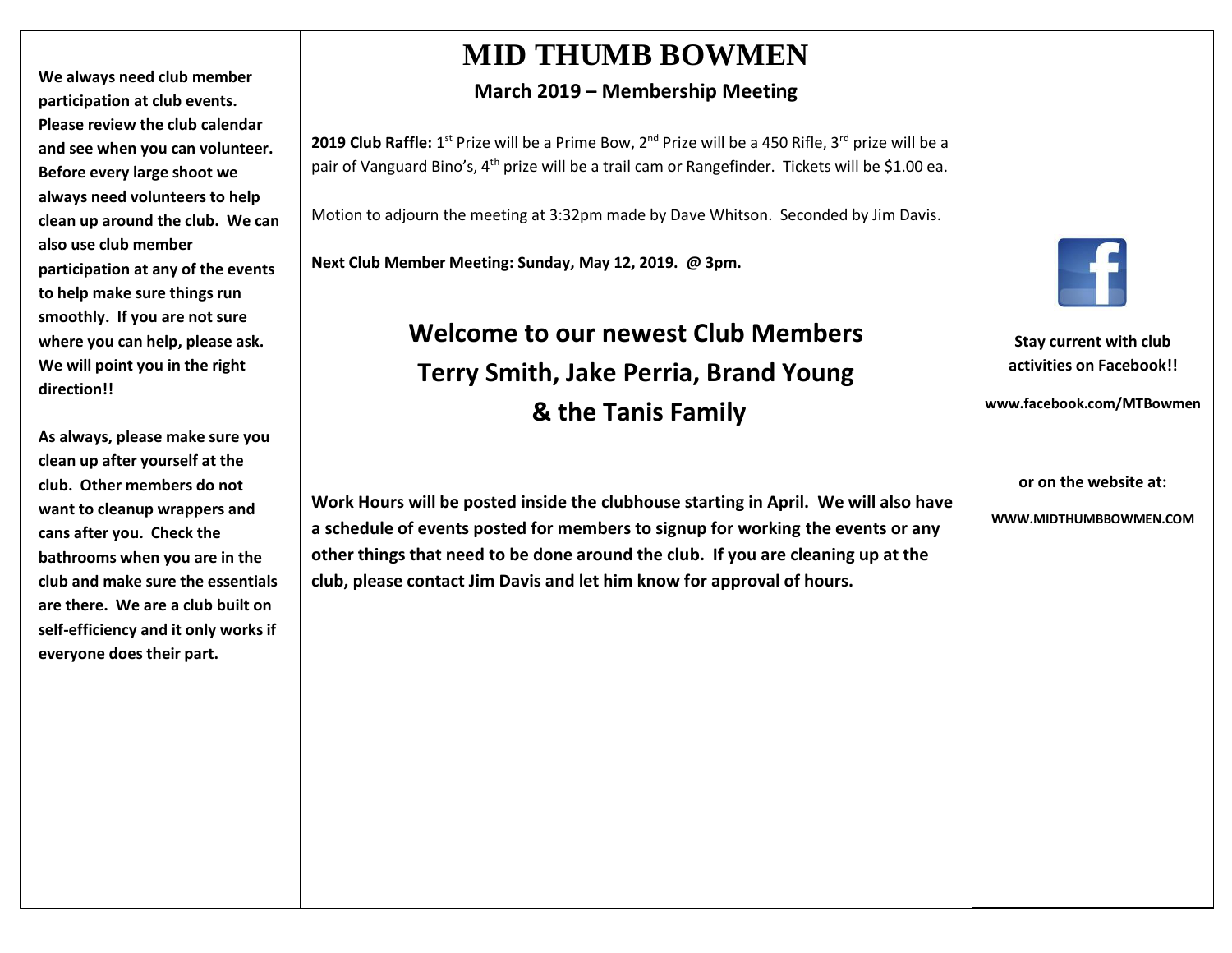# MID THUMB BOWMEN

**March 2019 – Membership Meeting**

**2019 Club Raffle:** 1st Prize will be a Prime Bow, 2nd Prize will be a 450 Rifle, 3rd prize will be a pair of Vanguard Bino's, 4th prize will be a trail cam or Rangefinder. Tickets will be $1.00 ea.

Motion to adjourn the meeting at 3:32pm made by Dave Whitson. Seconded by Jim Davis.

**Next Club Member Meeting: Sunday, May 12, 2019. @ 3pm.**

## Welcome to our newest Club Members
## Terry Smith, Jake Perria, Brand Young
## & the Tanis Family

**Work Hours will be posted inside the clubhouse starting in April. We will also have a schedule of events posted for members to signup for working the events or any other things that need to be done around the club. If you are cleaning up at the club, please contact Jim Davis and let him know for approval of hours.**

**We always need club member participation at club events. Please review the club calendar and see when you can volunteer. Before every large shoot we always need volunteers to help clean up around the club. We can also use club member participation at any of the events to help make sure things run smoothly. If you are not sure where you can help, please ask. We will point you in the right direction!!**

**As always, please make sure you clean up after yourself at the club. Other members do not want to cleanup wrappers and cans after you. Check the bathrooms when you are in the club and make sure the essentials are there. We are a club built on self-efficiency and it only works if everyone does their part.**

**Stay current with club activities on Facebook!!**

**www.facebook.com/MTBowmen**

**or on the website at:**

**WWW.MIDTHUMBBOWMEN.COM**